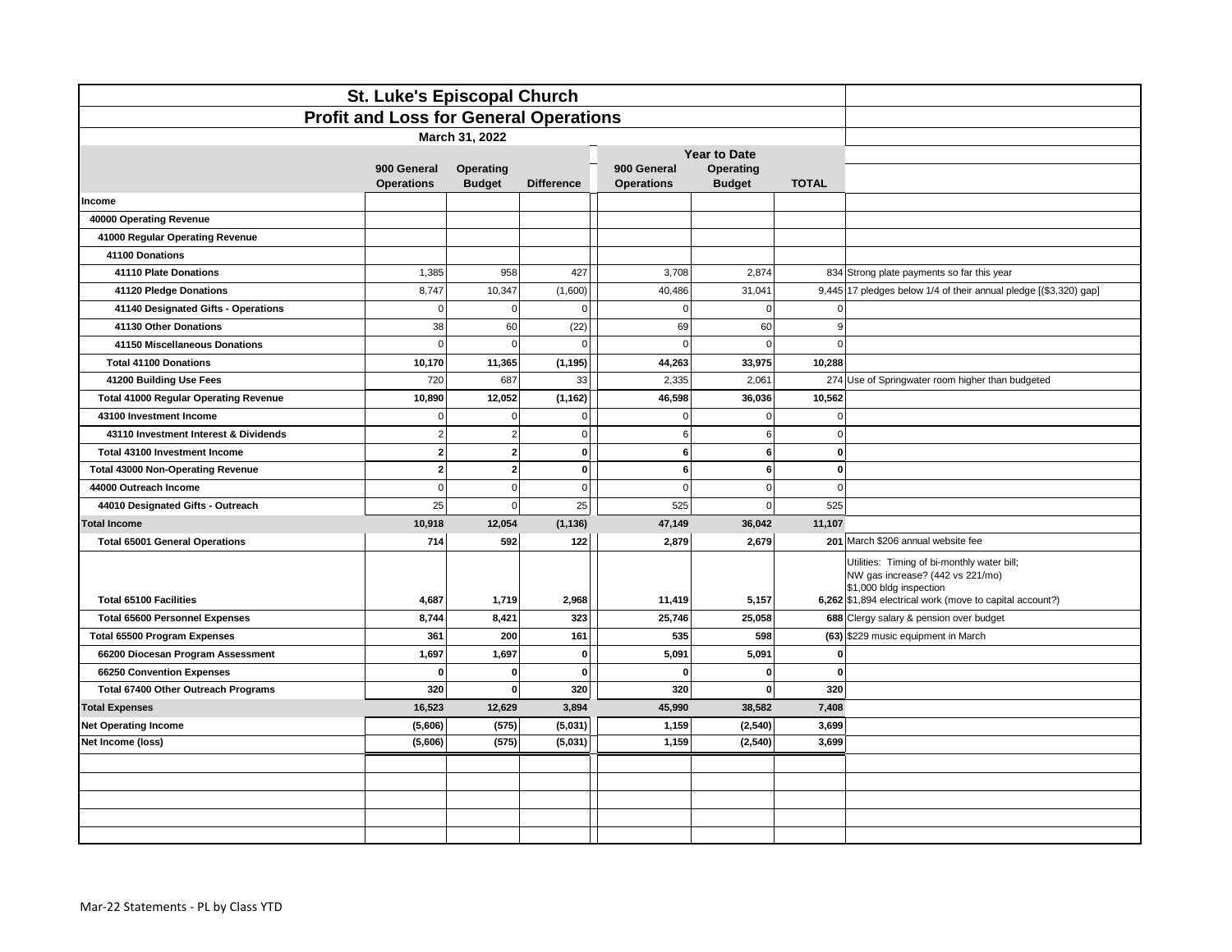# St. Luke's Episcopal Church

## Profit and Loss for General Operations

### March 31, 2022

| | 900 General Operations | Operating Budget | Difference | Year to Date 900 General Operations | Year to Date Operating Budget | Year to Date TOTAL | |
|---|---|---|---|---|---|---|---|
| **Income** | | | | | | | |
| **40000 Operating Revenue** | | | | | | | |
| **41000 Regular Operating Revenue** | | | | | | | |
| **41100 Donations** | | | | | | | |
| **41110 Plate Donations** | 1,385 | 958 | 427 | 3,708 | 2,874 | 834 | Strong plate payments so far this year |
| **41120 Pledge Donations** | 8,747 | 10,347 | (1,600) | 40,486 | 31,041 | 9,445 | 17 pledges below 1/4 of their annual pledge [($3,320) gap] |
| **41140 Designated Gifts - Operations** | 0 | 0 | 0 | 0 | 0 | 0 | |
| **41130 Other Donations** | 38 | 60 | (22) | 69 | 60 | 9 | |
| **41150 Miscellaneous Donations** | 0 | 0 | 0 | 0 | 0 | 0 | |
| **Total 41100 Donations** | **10,170** | **11,365** | **(1,195)** | **44,263** | **33,975** | **10,288** | |
| **41200 Building Use Fees** | 720 | 687 | 33 | 2,335 | 2,061 | 274 | Use of Springwater room higher than budgeted |
| **Total 41000 Regular Operating Revenue** | **10,890** | **12,052** | **(1,162)** | **46,598** | **36,036** | **10,562** | |
| **43100 Investment Income** | 0 | 0 | 0 | 0 | 0 | 0 | |
| **43110 Investment Interest & Dividends** | 2 | 2 | 0 | 6 | 6 | 0 | |
| **Total 43100 Investment Income** | **2** | **2** | **0** | **6** | **6** | **0** | |
| **Total 43000 Non-Operating Revenue** | **2** | **2** | **0** | **6** | **6** | **0** | |
| **44000 Outreach Income** | 0 | 0 | 0 | 0 | 0 | 0 | |
| **44010 Designated Gifts - Outreach** | 25 | 0 | 25 | 525 | 0 | 525 | |
| **Total Income** | **10,918** | **12,054** | **(1,136)** | **47,149** | **36,042** | **11,107** | |
| **Total 65001 General Operations** | **714** | **592** | **122** | **2,879** | **2,679** | **201** | March $206 annual website fee |
| **Total 65100 Facilities** | **4,687** | **1,719** | **2,968** | **11,419** | **5,157** | **6,262** | Utilities: Timing of bi-monthly water bill; NW gas increase? (442 vs 221/mo) $1,000 bldg inspection $1,894 electrical work (move to capital account?) |
| **Total 65600 Personnel Expenses** | **8,744** | **8,421** | **323** | **25,746** | **25,058** | **688** | Clergy salary & pension over budget |
| **Total 65500 Program Expenses** | **361** | **200** | **161** | **535** | **598** | **(63)** | $229 music equipment in March |
| **66200 Diocesan Program Assessment** | **1,697** | **1,697** | **0** | **5,091** | **5,091** | **0** | |
| **66250 Convention Expenses** | **0** | **0** | **0** | **0** | **0** | **0** | |
| **Total 67400 Other Outreach Programs** | **320** | **0** | **320** | **320** | **0** | **320** | |
| **Total Expenses** | **16,523** | **12,629** | **3,894** | **45,990** | **38,582** | **7,408** | |
| **Net Operating Income** | **(5,606)** | **(575)** | **(5,031)** | **1,159** | **(2,540)** | **3,699** | |
| **Net Income (loss)** | **(5,606)** | **(575)** | **(5,031)** | **1,159** | **(2,540)** | **3,699** | |

Mar-22 Statements - PL by Class YTD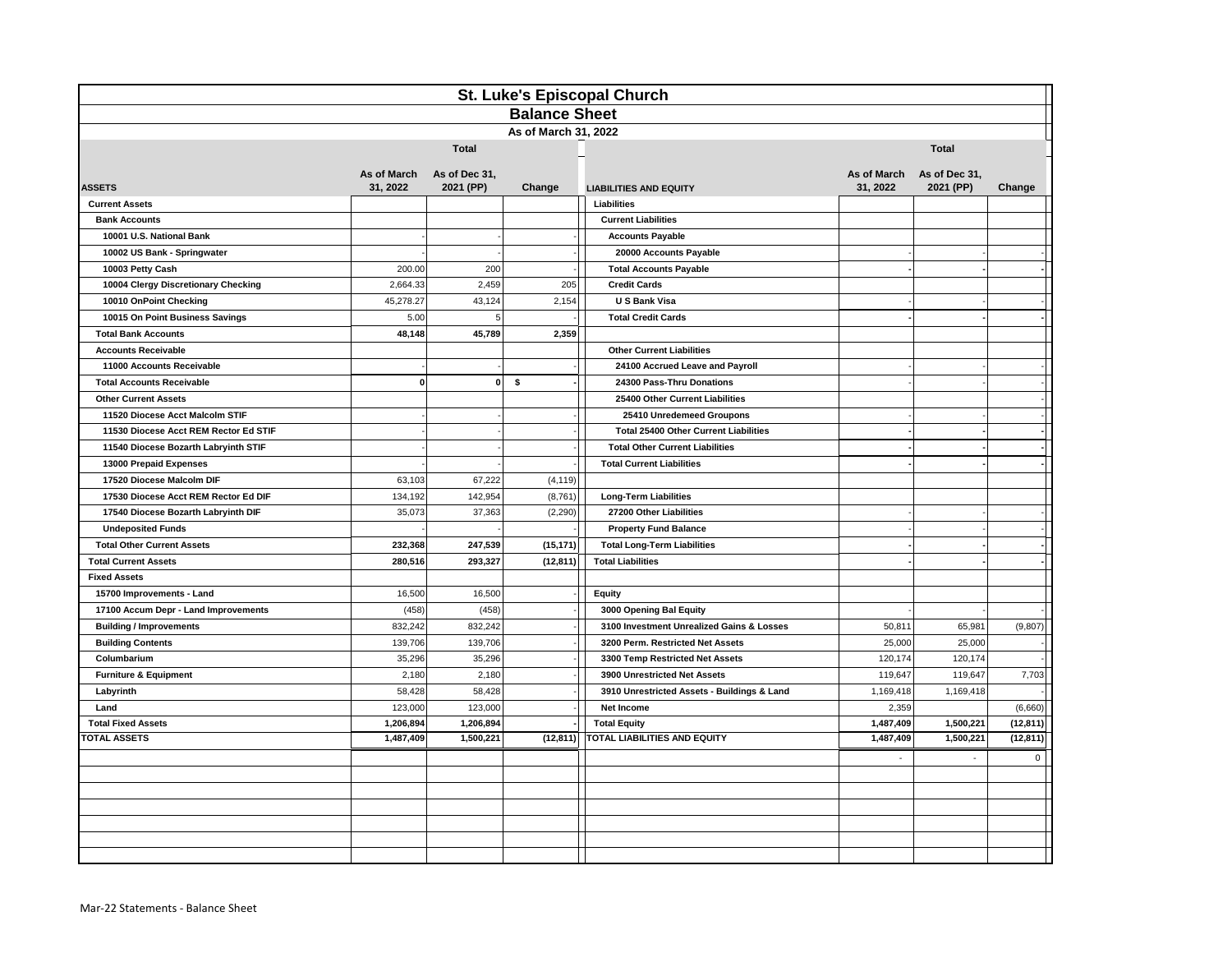# St. Luke's Episcopal Church

## Balance Sheet

### As of March 31, 2022

| ASSETS | Total As of March 31, 2022 | As of Dec 31, 2021 (PP) | Change |
|---|---|---|---|
| **Current Assets** | | | |
| **Bank Accounts** | | | |
| 10001 U.S. National Bank | - | - | - |
| 10002 US Bank - Springwater | - | - | - |
| 10003 Petty Cash | 200.00 | 200 | - |
| 10004 Clergy Discretionary Checking | 2,664.33 | 2,459 | 205 |
| 10010 OnPoint Checking | 45,278.27 | 43,124 | 2,154 |
| 10015 On Point Business Savings | 5.00 | 5 | - |
| **Total Bank Accounts** | **48,148** | **45,789** | **2,359** |
| **Accounts Receivable** | | | |
| 11000 Accounts Receivable | - | - | - |
| **Total Accounts Receivable** | **0** | **0** | **$ -** |
| **Other Current Assets** | | | |
| 11520 Diocese Acct Malcolm STIF | - | - | - |
| 11530 Diocese Acct REM Rector Ed STIF | - | - | - |
| 11540 Diocese Bozarth Labryinth STIF | - | - | - |
| 13000 Prepaid Expenses | - | - | - |
| 17520 Diocese Malcolm DIF | 63,103 | 67,222 | (4,119) |
| 17530 Diocese Acct REM Rector Ed DIF | 134,192 | 142,954 | (8,761) |
| 17540 Diocese Bozarth Labryinth DIF | 35,073 | 37,363 | (2,290) |
| Undeposited Funds | - | - | - |
| **Total Other Current Assets** | **232,368** | **247,539** | **(15,171)** |
| **Total Current Assets** | **280,516** | **293,327** | **(12,811)** |
| **Fixed Assets** | | | |
| 15700 Improvements - Land | 16,500 | 16,500 | - |
| 17100 Accum Depr - Land Improvements | (458) | (458) | - |
| Building / Improvements | 832,242 | 832,242 | - |
| Building Contents | 139,706 | 139,706 | - |
| Columbarium | 35,296 | 35,296 | - |
| Furniture & Equipment | 2,180 | 2,180 | - |
| Labyrinth | 58,428 | 58,428 | - |
| Land | 123,000 | 123,000 | - |
| **Total Fixed Assets** | **1,206,894** | **1,206,894** | **-** |
| **TOTAL ASSETS** | **1,487,409** | **1,500,221** | **(12,811)** |

| LIABILITIES AND EQUITY | Total As of March 31, 2022 | As of Dec 31, 2021 (PP) | Change |
|---|---|---|---|
| **Liabilities** | | | |
| **Current Liabilities** | | | |
| **Accounts Payable** | | | |
| 20000 Accounts Payable | - | - | - |
| **Total Accounts Payable** | **-** | **-** | **-** |
| **Credit Cards** | | | |
| U S Bank Visa | - | - | - |
| **Total Credit Cards** | **-** | **-** | **-** |
| **Other Current Liabilities** | | | |
| 24100 Accrued Leave and Payroll | - | - | - |
| 24300 Pass-Thru Donations | - | - | - |
| 25400 Other Current Liabilities | | | - |
| 25410 Unredemeed Groupons | - | - | - |
| **Total 25400 Other Current Liabilities** | **-** | **-** | **-** |
| **Total Other Current Liabilities** | **-** | **-** | **-** |
| **Total Current Liabilities** | **-** | **-** | **-** |
| **Long-Term Liabilities** | | | |
| 27200 Other Liabilities | - | - | - |
| Property Fund Balance | - | - | - |
| **Total Long-Term Liabilities** | **-** | **-** | **-** |
| **Total Liabilities** | **-** | **-** | **-** |
| **Equity** | | | |
| 3000 Opening Bal Equity | - | - | - |
| 3100 Investment Unrealized Gains & Losses | 50,811 | 65,981 | (9,807) |
| 3200 Perm. Restricted Net Assets | 25,000 | 25,000 | - |
| 3300 Temp Restricted Net Assets | 120,174 | 120,174 | - |
| 3900 Unrestricted Net Assets | 119,647 | 119,647 | 7,703 |
| 3910 Unrestricted Assets - Buildings & Land | 1,169,418 | 1,169,418 | - |
| Net Income | 2,359 | | (6,660) |
| **Total Equity** | **1,487,409** | **1,500,221** | **(12,811)** |
| **TOTAL LIABILITIES AND EQUITY** | **1,487,409** | **1,500,221** | **(12,811)** |
| | - | - | 0 |

Mar-22 Statements - Balance Sheet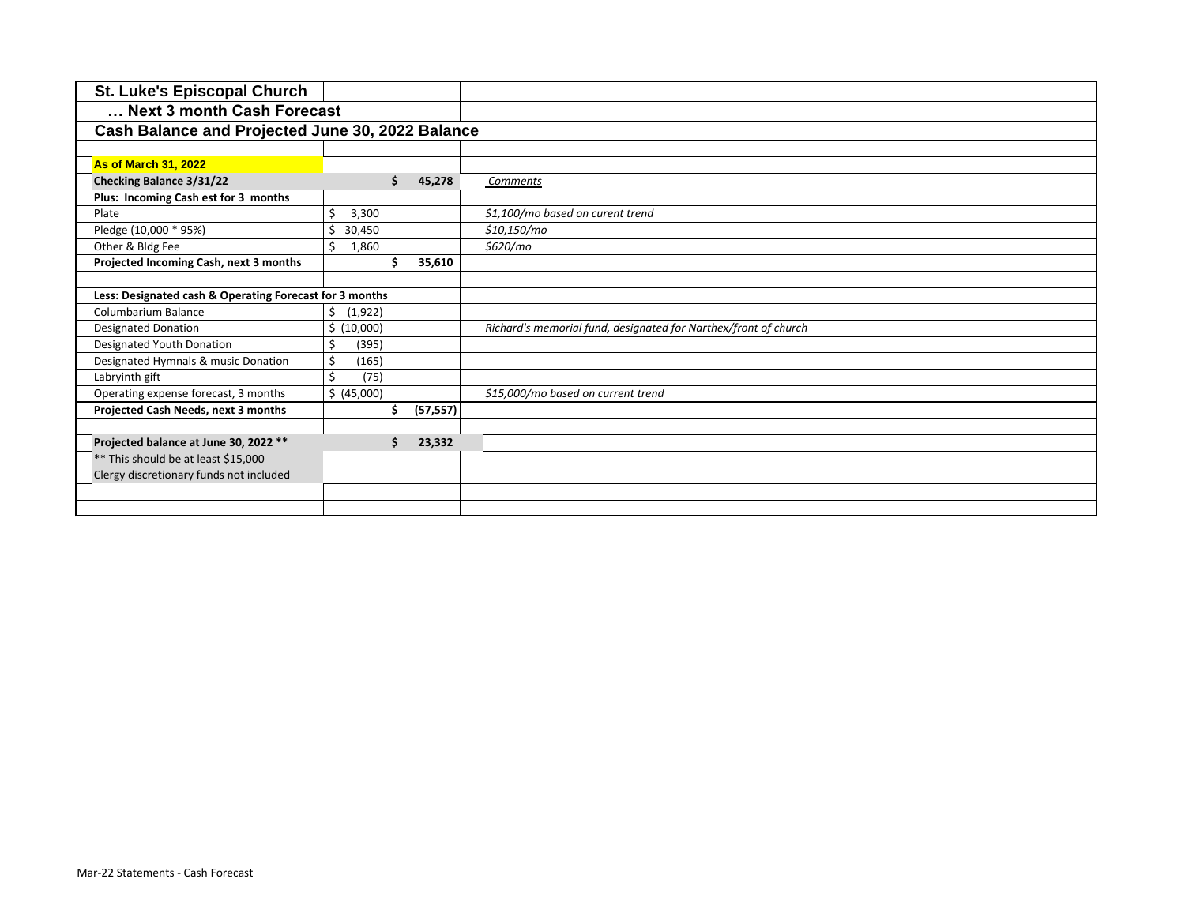| | | | |
|---|---|---|---|
| **St. Luke's Episcopal Church** | | | |
| **… Next 3 month Cash Forecast** | | | |
| **Cash Balance and Projected June 30, 2022 Balance** | | | |
| | | | |
| **As of March 31, 2022** | | | |
| **Checking Balance 3/31/22** | | **$ 45,278** | *Comments* |
| **Plus: Incoming Cash est for 3 months** | | | |
| Plate | $ 3,300 | | *$1,100/mo based on curent trend* |
| Pledge (10,000 * 95%) | $ 30,450 | | *$10,150/mo* |
| Other & Bldg Fee | $ 1,860 | | *$620/mo* |
| **Projected Incoming Cash, next 3 months** | | **$ 35,610** | |
| | | | |
| **Less: Designated cash & Operating Forecast for 3 months** | | | |
| Columbarium Balance | $ (1,922) | | |
| Designated Donation | $ (10,000) | | *Richard's memorial fund, designated for Narthex/front of church* |
| Designated Youth Donation | $ (395) | | |
| Designated Hymnals & music Donation | $ (165) | | |
| Labryinth gift | $ (75) | | |
| Operating expense forecast, 3 months | $ (45,000) | | *$15,000/mo based on current trend* |
| **Projected Cash Needs, next 3 months** | | **$ (57,557)** | |
| | | | |
| **Projected balance at June 30, 2022 \*\*** | | **$ 23,332** | |
| ** This should be at least $15,000 | | | |
| Clergy discretionary funds not included | | | |